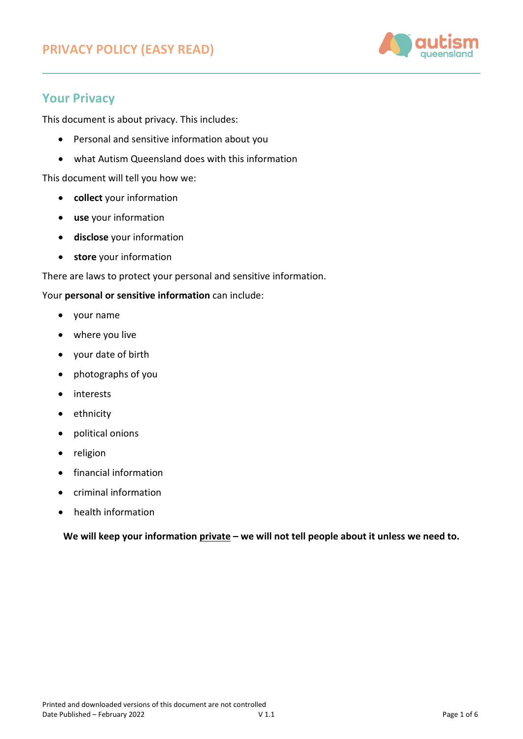# PRIVACY POLICY (EASY READ)

## Your Privacy

This document is about privacy. This includes:

- Personal and sensitive information about you
- what Autism Queensland does with this information

This document will tell you how we:

- **collect** your information
- **use** your information
- **disclose** your information
- **store** your information

There are laws to protect your personal and sensitive information.

Your **personal or sensitive information** can include:

- your name
- where you live
- your date of birth
- photographs of you
- interests
- ethnicity
- political onions
- religion
- financial information
- criminal information
- health information

**We will keep your information <u>private</u> – we will not tell people about it unless we need to.**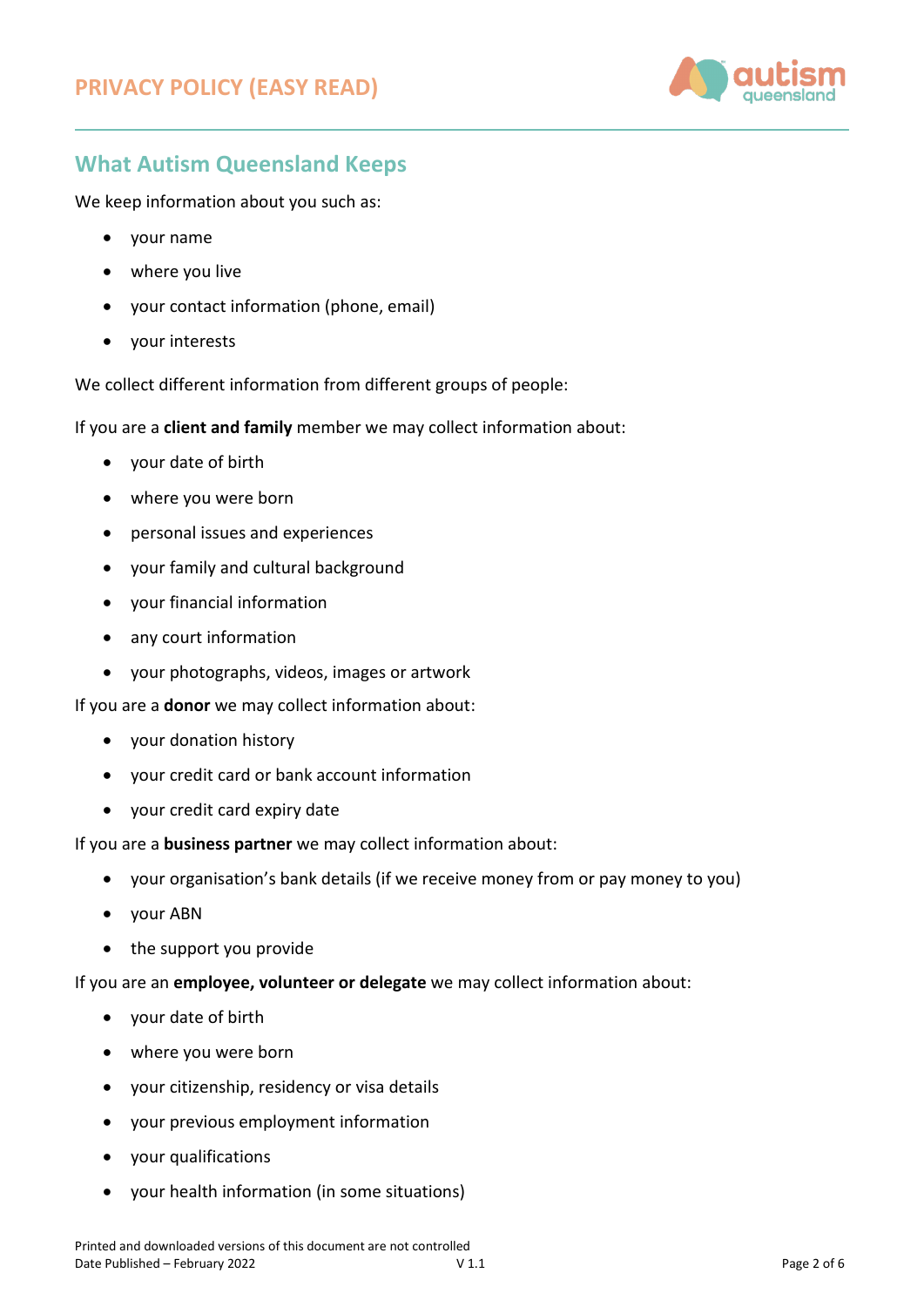## What Autism Queensland Keeps

We keep information about you such as:

- your name
- where you live
- your contact information (phone, email)
- your interests

We collect different information from different groups of people:

If you are a **client and family** member we may collect information about:

- your date of birth
- where you were born
- personal issues and experiences
- your family and cultural background
- your financial information
- any court information
- your photographs, videos, images or artwork

If you are a **donor** we may collect information about:

- your donation history
- your credit card or bank account information
- your credit card expiry date

If you are a **business partner** we may collect information about:

- your organisation's bank details (if we receive money from or pay money to you)
- your ABN
- the support you provide

If you are an **employee, volunteer or delegate** we may collect information about:

- your date of birth
- where you were born
- your citizenship, residency or visa details
- your previous employment information
- your qualifications
- your health information (in some situations)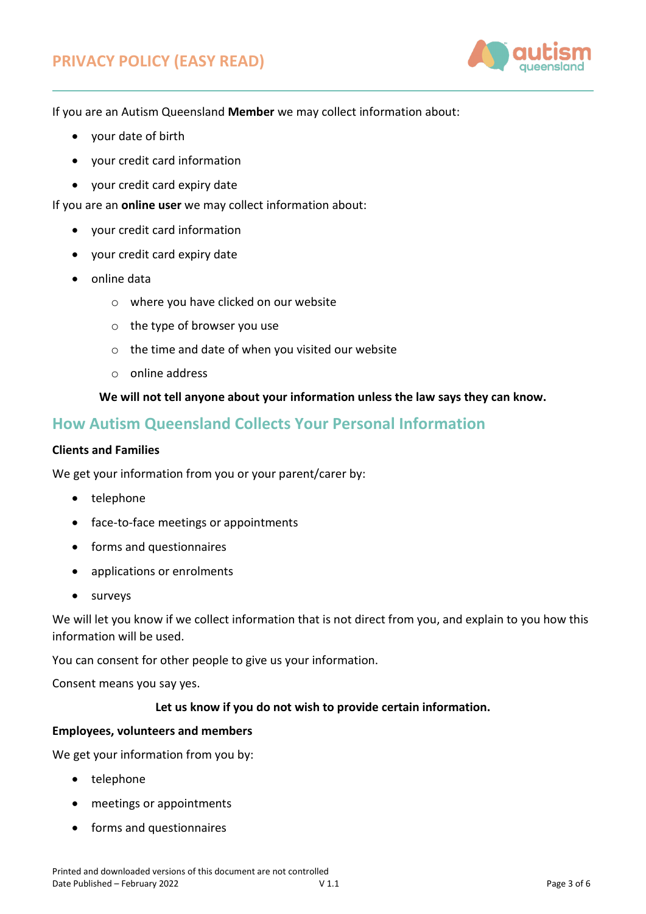If you are an Autism Queensland **Member** we may collect information about:

- your date of birth
- your credit card information
- your credit card expiry date

If you are an **online user** we may collect information about:

- your credit card information
- your credit card expiry date
- online data
    - where you have clicked on our website
    - the type of browser you use
    - the time and date of when you visited our website
    - online address

**We will not tell anyone about your information unless the law says they can know.**

## How Autism Queensland Collects Your Personal Information

**Clients and Families**

We get your information from you or your parent/carer by:

- telephone
- face-to-face meetings or appointments
- forms and questionnaires
- applications or enrolments
- surveys

We will let you know if we collect information that is not direct from you, and explain to you how this information will be used.

You can consent for other people to give us your information.

Consent means you say yes.

**Let us know if you do not wish to provide certain information.**

**Employees, volunteers and members**

We get your information from you by:

- telephone
- meetings or appointments
- forms and questionnaires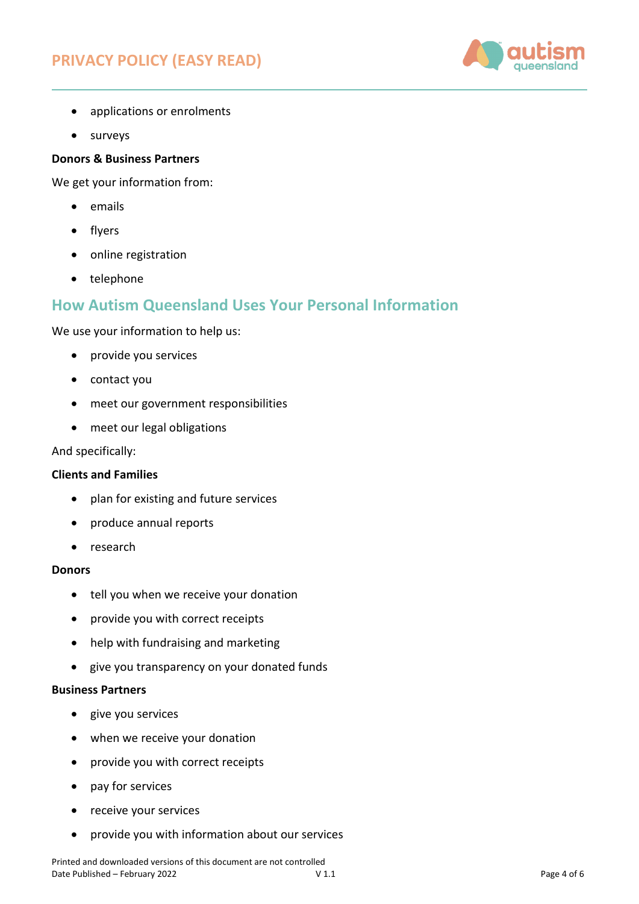- applications or enrolments
- surveys

**Donors & Business Partners**

We get your information from:

- emails
- flyers
- online registration
- telephone

## How Autism Queensland Uses Your Personal Information

We use your information to help us:

- provide you services
- contact you
- meet our government responsibilities
- meet our legal obligations

And specifically:

**Clients and Families**

- plan for existing and future services
- produce annual reports
- research

**Donors**

- tell you when we receive your donation
- provide you with correct receipts
- help with fundraising and marketing
- give you transparency on your donated funds

**Business Partners**

- give you services
- when we receive your donation
- provide you with correct receipts
- pay for services
- receive your services
- provide you with information about our services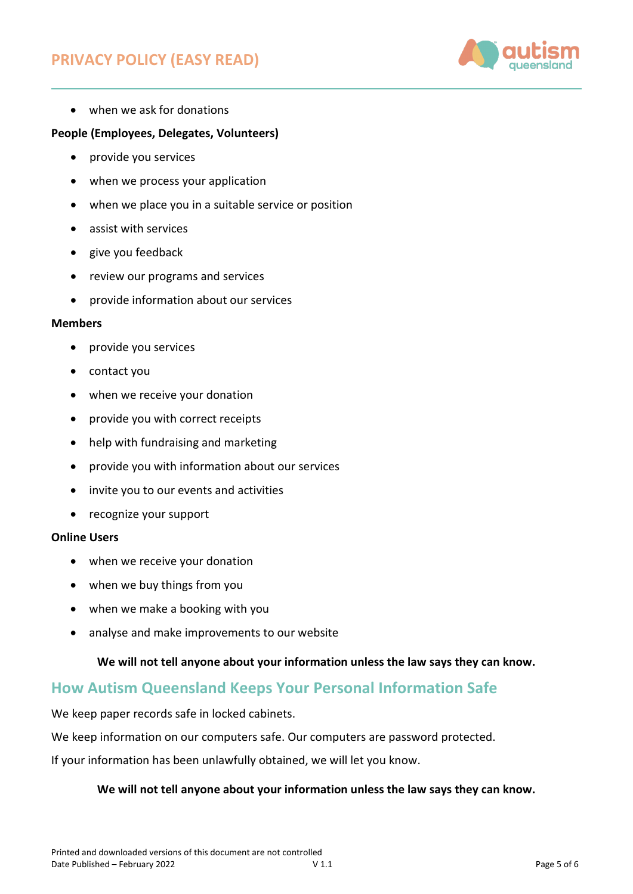- when we ask for donations

**People (Employees, Delegates, Volunteers)**

- provide you services
- when we process your application
- when we place you in a suitable service or position
- assist with services
- give you feedback
- review our programs and services
- provide information about our services

**Members**

- provide you services
- contact you
- when we receive your donation
- provide you with correct receipts
- help with fundraising and marketing
- provide you with information about our services
- invite you to our events and activities
- recognize your support

**Online Users**

- when we receive your donation
- when we buy things from you
- when we make a booking with you
- analyse and make improvements to our website

**We will not tell anyone about your information unless the law says they can know.**

## How Autism Queensland Keeps Your Personal Information Safe

We keep paper records safe in locked cabinets.

We keep information on our computers safe. Our computers are password protected.

If your information has been unlawfully obtained, we will let you know.

**We will not tell anyone about your information unless the law says they can know.**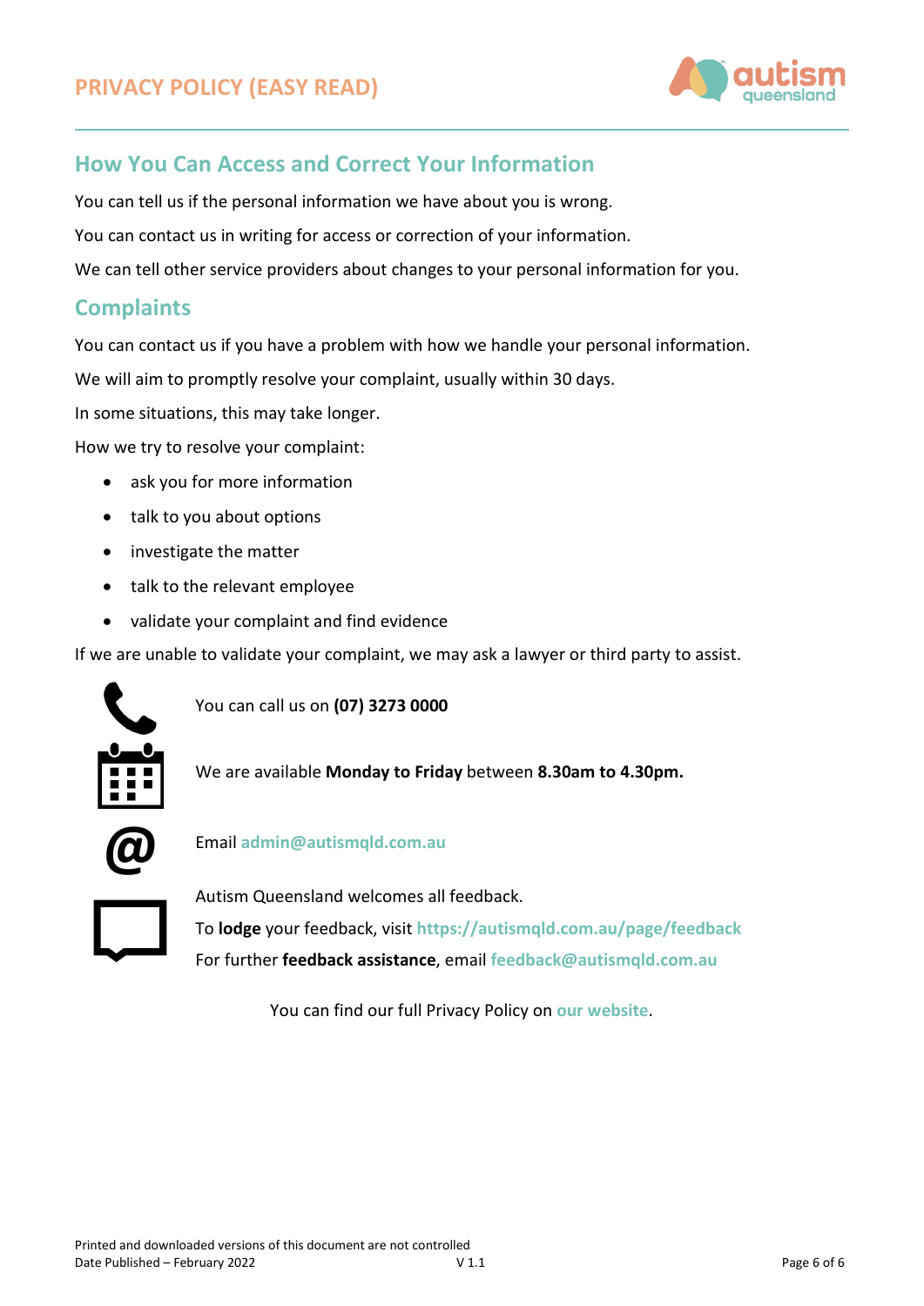## How You Can Access and Correct Your Information

You can tell us if the personal information we have about you is wrong.

You can contact us in writing for access or correction of your information.

We can tell other service providers about changes to your personal information for you.

## Complaints

You can contact us if you have a problem with how we handle your personal information.

We will aim to promptly resolve your complaint, usually within 30 days.

In some situations, this may take longer.

How we try to resolve your complaint:

- ask you for more information
- talk to you about options
- investigate the matter
- talk to the relevant employee
- validate your complaint and find evidence

If we are unable to validate your complaint, we may ask a lawyer or third party to assist.

You can call us on **(07) 3273 0000**

We are available **Monday to Friday** between **8.30am to 4.30pm.**

Email admin@autismqld.com.au

Autism Queensland welcomes all feedback.

To **lodge** your feedback, visit https://autismqld.com.au/page/feedback

For further **feedback assistance**, email feedback@autismqld.com.au

You can find our full Privacy Policy on our website.

Printed and downloaded versions of this document are not controlled
Date Published – February 2022 V 1.1